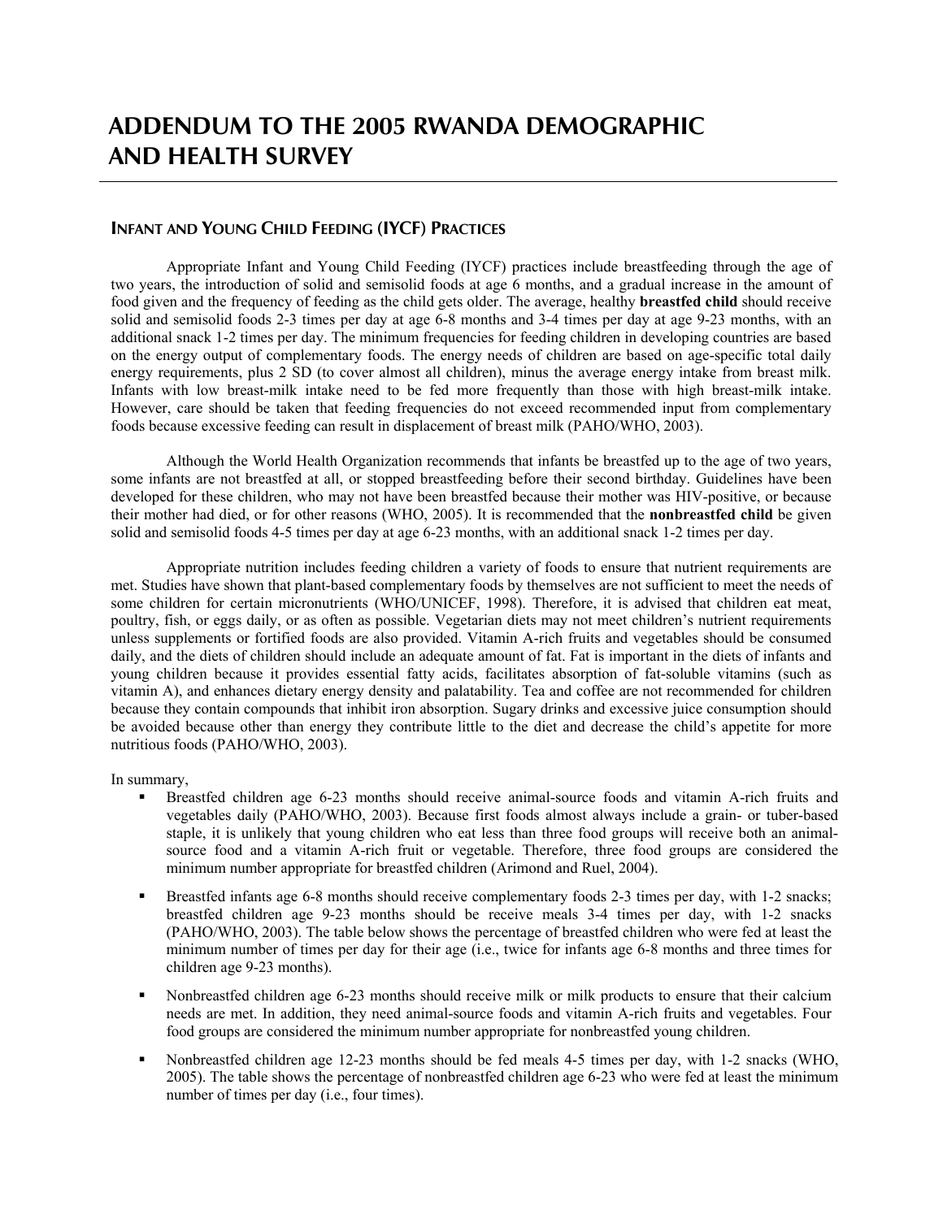# ADDENDUM TO THE 2005 RWANDA DEMOGRAPHIC AND HEALTH SURVEY

## INFANT AND YOUNG CHILD FEEDING (IYCF) PRACTICES

Appropriate Infant and Young Child Feeding (IYCF) practices include breastfeeding through the age of two years, the introduction of solid and semisolid foods at age 6 months, and a gradual increase in the amount of food given and the frequency of feeding as the child gets older. The average, healthy **breastfed child** should receive solid and semisolid foods 2-3 times per day at age 6-8 months and 3-4 times per day at age 9-23 months, with an additional snack 1-2 times per day. The minimum frequencies for feeding children in developing countries are based on the energy output of complementary foods. The energy needs of children are based on age-specific total daily energy requirements, plus 2 SD (to cover almost all children), minus the average energy intake from breast milk. Infants with low breast-milk intake need to be fed more frequently than those with high breast-milk intake. However, care should be taken that feeding frequencies do not exceed recommended input from complementary foods because excessive feeding can result in displacement of breast milk (PAHO/WHO, 2003).

Although the World Health Organization recommends that infants be breastfed up to the age of two years, some infants are not breastfed at all, or stopped breastfeeding before their second birthday. Guidelines have been developed for these children, who may not have been breastfed because their mother was HIV-positive, or because their mother had died, or for other reasons (WHO, 2005). It is recommended that the **nonbreastfed child** be given solid and semisolid foods 4-5 times per day at age 6-23 months, with an additional snack 1-2 times per day.

Appropriate nutrition includes feeding children a variety of foods to ensure that nutrient requirements are met. Studies have shown that plant-based complementary foods by themselves are not sufficient to meet the needs of some children for certain micronutrients (WHO/UNICEF, 1998). Therefore, it is advised that children eat meat, poultry, fish, or eggs daily, or as often as possible. Vegetarian diets may not meet children's nutrient requirements unless supplements or fortified foods are also provided. Vitamin A-rich fruits and vegetables should be consumed daily, and the diets of children should include an adequate amount of fat. Fat is important in the diets of infants and young children because it provides essential fatty acids, facilitates absorption of fat-soluble vitamins (such as vitamin A), and enhances dietary energy density and palatability. Tea and coffee are not recommended for children because they contain compounds that inhibit iron absorption. Sugary drinks and excessive juice consumption should be avoided because other than energy they contribute little to the diet and decrease the child's appetite for more nutritious foods (PAHO/WHO, 2003).

In summary,

- Breastfed children age 6-23 months should receive animal-source foods and vitamin A-rich fruits and vegetables daily (PAHO/WHO, 2003). Because first foods almost always include a grain- or tuber-based staple, it is unlikely that young children who eat less than three food groups will receive both an animal-source food and a vitamin A-rich fruit or vegetable. Therefore, three food groups are considered the minimum number appropriate for breastfed children (Arimond and Ruel, 2004).
- Breastfed infants age 6-8 months should receive complementary foods 2-3 times per day, with 1-2 snacks; breastfed children age 9-23 months should be receive meals 3-4 times per day, with 1-2 snacks (PAHO/WHO, 2003). The table below shows the percentage of breastfed children who were fed at least the minimum number of times per day for their age (i.e., twice for infants age 6-8 months and three times for children age 9-23 months).
- Nonbreastfed children age 6-23 months should receive milk or milk products to ensure that their calcium needs are met. In addition, they need animal-source foods and vitamin A-rich fruits and vegetables. Four food groups are considered the minimum number appropriate for nonbreastfed young children.
- Nonbreastfed children age 12-23 months should be fed meals 4-5 times per day, with 1-2 snacks (WHO, 2005). The table shows the percentage of nonbreastfed children age 6-23 who were fed at least the minimum number of times per day (i.e., four times).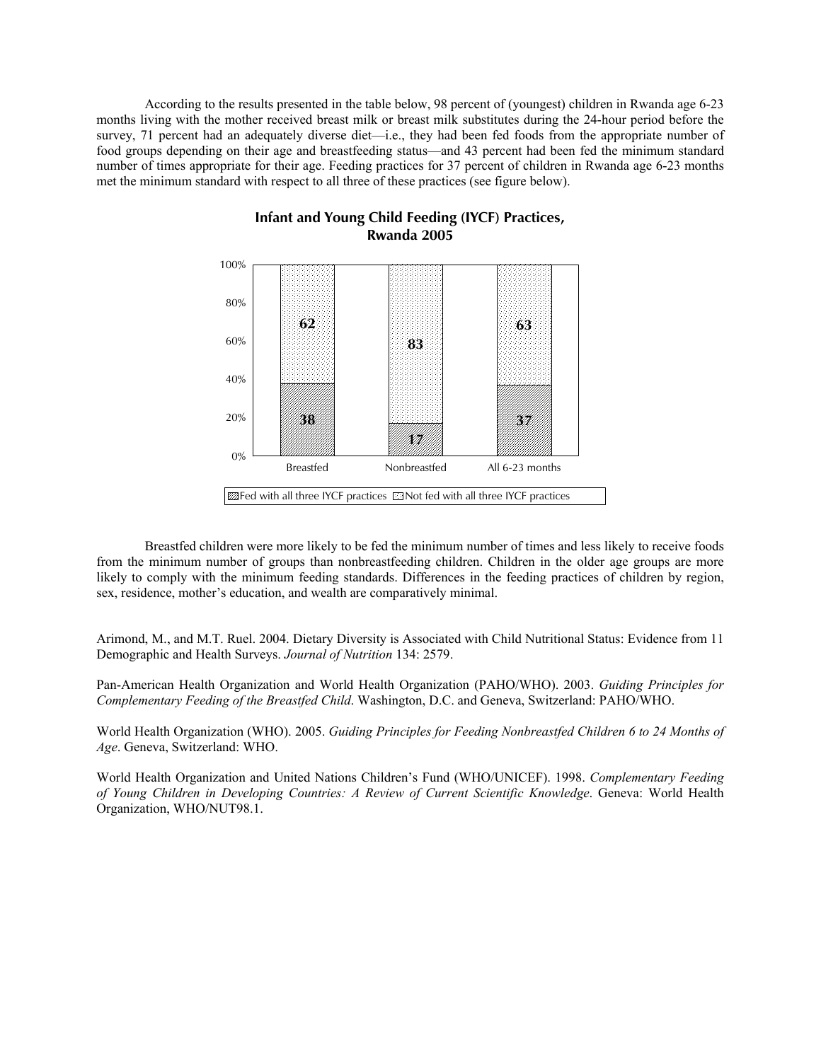According to the results presented in the table below, 98 percent of (youngest) children in Rwanda age 6-23 months living with the mother received breast milk or breast milk substitutes during the 24-hour period before the survey, 71 percent had an adequately diverse diet—i.e., they had been fed foods from the appropriate number of food groups depending on their age and breastfeeding status—and 43 percent had been fed the minimum standard number of times appropriate for their age. Feeding practices for 37 percent of children in Rwanda age 6-23 months met the minimum standard with respect to all three of these practices (see figure below).

**Infant and Young Child Feeding (IYCF) Practices, Rwanda 2005**

| | Breastfed | Nonbreastfed | All 6-23 months |
|---|---|---|---|
| Fed with all three IYCF practices | 38 | 17 | 37 |
| Not fed with all three IYCF practices | 62 | 83 | 63 |

Breastfed children were more likely to be fed the minimum number of times and less likely to receive foods from the minimum number of groups than nonbreastfeeding children. Children in the older age groups are more likely to comply with the minimum feeding standards. Differences in the feeding practices of children by region, sex, residence, mother's education, and wealth are comparatively minimal.

Arimond, M., and M.T. Ruel. 2004. Dietary Diversity is Associated with Child Nutritional Status: Evidence from 11 Demographic and Health Surveys. *Journal of Nutrition* 134: 2579.

Pan-American Health Organization and World Health Organization (PAHO/WHO). 2003. *Guiding Principles for Complementary Feeding of the Breastfed Child*. Washington, D.C. and Geneva, Switzerland: PAHO/WHO.

World Health Organization (WHO). 2005. *Guiding Principles for Feeding Nonbreastfed Children 6 to 24 Months of Age*. Geneva, Switzerland: WHO.

World Health Organization and United Nations Children's Fund (WHO/UNICEF). 1998. *Complementary Feeding of Young Children in Developing Countries: A Review of Current Scientific Knowledge*. Geneva: World Health Organization, WHO/NUT98.1.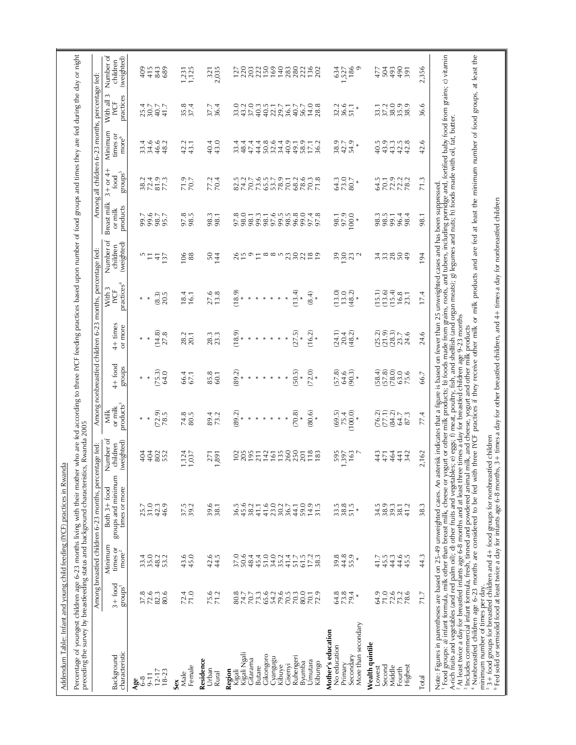Addendum Table: Infant and young child feeding (IYCF) practices in Rwanda

Percentage of youngest children age 6-23 months living with their mother who are fed according to three IYCF feeding practices based upon number of food groups and times they are fed during the day or night preceding the survey by breastfeeding status and background characteristics, Rwanda 2005

| Background characteristic | Among breastfed children 6-23 months, percentage fed: | | | | Among nonbreastfed children 6-23 months, percentage fed: | | | | | Among all children 6-23 months, percentage fed: | | | | |
|---|---|---|---|---|---|---|---|---|---|---|---|---|---|---|
| | 3+ food groups[1] | Minimum times or more[2] | Both 3+ food groups and minimum times or more | Number of children (weighted) | Milk or milk products[3] | 4+ food groups | 4+ times or more | With 3 IYCF practices[4] | Number of children (weighted) | Breast milk or milk products | 3+ or 4+ food groups[5] | Minimum times or more[6] | With all 3 IYCF practices | Number of children (weighted) |
| **Age** | | | | | | | | | | | | | | |
| 6-8 | 37.8 | 33.4 | 25.7 | 404 | * | * | * | * | 5 | 99.7 | 38.2 | 33.4 | 25.4 | 409 |
| 9-11 | 72.6 | 35.0 | 31.0 | 404 | * | * | * | * | 11 | 99.6 | 72.4 | 34.6 | 30.7 | 415 |
| 12-17 | 82.3 | 48.2 | 42.3 | 802 | (72.9) | (75.3) | (14.8) | (8.3) | 41 | 98.7 | 81.9 | 46.6 | 40.7 | 843 |
| 18-23 | 80.6 | 53.2 | 46.9 | 552 | 78.5 | 64.0 | 27.8 | 20.5 | 137 | 95.7 | 77.3 | 48.2 | 41.7 | 689 |
| **Sex** | | | | | | | | | | | | | | |
| Male | 72.4 | 43.6 | 37.5 | 1,124 | 74.8 | 66.4 | 28.2 | 18.4 | 106 | 97.8 | 71.9 | 42.2 | 35.8 | 1,231 |
| Female | 71.0 | 45.0 | 39.2 | 1,037 | 80.5 | 67.1 | 20.1 | 16.1 | 88 | 98.5 | 70.7 | 43.1 | 37.4 | 1,125 |
| **Residence** | | | | | | | | | | | | | | |
| Urban | 75.6 | 42.6 | 39.6 | 271 | 89.4 | 85.8 | 28.3 | 27.6 | 50 | 98.3 | 77.2 | 40.4 | 37.7 | 321 |
| Rural | 71.2 | 44.5 | 38.1 | 1,891 | 73.2 | 60.1 | 23.3 | 13.8 | 144 | 98.1 | 70.4 | 43.0 | 36.4 | 2,035 |
| **Region** | | | | | | | | | | | | | | |
| Kigali | 80.8 | 37.0 | 36.5 | 102 | (89.2) | (89.2) | (18.9) | (18.9) | 26 | 97.8 | 82.5 | 33.4 | 33.0 | 127 |
| Kigali Ngali | 74.7 | 50.6 | 45.6 | 205 | * | * | * | * | 15 | 98.0 | 74.2 | 48.4 | 43.2 | 220 |
| Gitarama | 70.7 | 48.4 | 38.2 | 195 | * | * | * | * | 9 | 98.1 | 70.7 | 47.4 | 37.0 | 203 |
| Butare | 73.3 | 45.4 | 41.1 | 211 | * | * | * | * | 11 | 99.3 | 73.6 | 44.4 | 40.3 | 222 |
| Gikongoro | 65.6 | 51.0 | 41.6 | 142 | * | * | * | * | 8 | 98.1 | 65.5 | 50.8 | 40.5 | 150 |
| Cyangugu | 54.2 | 34.0 | 23.0 | 161 | * | * | * | * | 8 | 97.6 | 53.7 | 32.6 | 22.1 | 169 |
| Kibuye | 79.6 | 35.2 | 30.2 | 135 | * | * | * | * | 5 | 99.5 | 78.9 | 34.4 | 29.7 | 140 |
| Gisenyi | 70.5 | 41.4 | 36.7 | 260 | * | * | * | * | 23 | 98.5 | 70.1 | 40.9 | 36.1 | 283 |
| Ruhengeri | 70.3 | 51.7 | 44.1 | 250 | (70.8) | (50.5) | (27.5) | (13.4) | 30 | 96.8 | 68.2 | 49.1 | 40.7 | 280 |
| Byumba | 80.0 | 61.5 | 59.0 | 201 | * | * | * | * | 22 | 99.0 | 78.6 | 58.9 | 56.7 | 222 |
| Umutara | 70.1 | 17.2 | 14.9 | 118 | (80.6) | (72.0) | (16.2) | (8.4) | 18 | 97.4 | 70.3 | 17.1 | 14.0 | 136 |
| Kibungo | 72.9 | 38.3 | 31.5 | 183 | * | * | * | * | 19 | 97.8 | 71.8 | 36.2 | 28.8 | 202 |
| **Mother's education** | | | | | | | | | | | | | | |
| No education | 64.8 | 39.8 | 33.5 | 595 | (69.5) | (57.8) | (24.1) | (13.0) | 39 | 98.1 | 64.3 | 38.9 | 32.2 | 634 |
| Primary | 73.8 | 44.8 | 38.8 | 1,397 | 75.4 | 64.6 | 20.4 | 13.0 | 130 | 97.9 | 73.0 | 42.7 | 36.6 | 1,527 |
| Secondary | 79.4 | 55.9 | 51.5 | 163 | (100.0) | (90.3) | (48.2) | (48.2) | 23 | 100.0 | 80.7 | 54.9 | 51.1 | 186 |
| More than secondary | * | * | * | 7 | * | * | * | * | 2 | * | * | * | * | 9 |
| **Wealth quintile** | | | | | | | | | | | | | | |
| Lowest | 64.9 | 41.7 | 34.5 | 443 | (76.2) | (58.4) | (25.2) | (15.1) | 34 | 98.3 | 64.5 | 40.5 | 33.1 | 477 |
| Second | 71.0 | 45.5 | 38.9 | 471 | (77.1) | (57.8) | (21.9) | (13.6) | 33 | 98.5 | 70.1 | 43.9 | 37.2 | 504 |
| Middle | 72.6 | 44.3 | 39.3 | 464 | (84.2) | (78.0) | (28.3) | (15.4) | 28 | 99.1 | 72.9 | 43.3 | 38.0 | 493 |
| Fourth | 73.2 | 44.6 | 38.1 | 441 | 64.7 | 63.0 | 23.7 | 16.8 | 50 | 96.4 | 72.2 | 42.5 | 35.9 | 490 |
| Highest | 78.6 | 45.5 | 41.2 | 342 | 87.3 | 75.6 | 24.6 | 23.1 | 49 | 98.4 | 78.2 | 42.8 | 38.9 | 391 |
| Total | 71.7 | 44.3 | 38.3 | 2,162 | 77.4 | 66.7 | 24.6 | 17.4 | 194 | 98.1 | 71.3 | 42.6 | 36.6 | 2,356 |

Note: Figures in parentheses are based on 25-49 unweighted cases. An asterisk indicates that a figure is based on fewer than 25 unweighted cases and has been suppressed.

[1] Food groups: a) infant formula, milk other than breast milk, cheese or yogurt or other milk products; b) foods made from grains, roots, and tubers, including porridge and, fortified baby food from grains; c) vitamin A-rich fruits and vegetables (and red palm oil); d) other fruits and vegetables; e) eggs; f) meat, poultry, fish, and shellfish (and organ meats); g) legumes and nuts; h) foods made with oil, fat, butter.

[2] At least twice a day for breastfed infants age 6-8 months and at least three times a day for breastfed children age 9-23 months

[3] Includes commercial infant formula, fresh, tinned and powdered animal milk, and cheese, yogurt and other milk products

[4] Nonbreastfed children age 6-23 months are considered to be fed with three IYCF practices if they receive other milk or milk products and are fed at least the minimum number of food groups, at least the minimum number of times per day.

[5] 3+ food groups for breastfed children and 4+ food groups for nonbreastfed children

[6] Fed solid or semisolid food at least twice a day for infants age 6-8 months, 3+ times a day for other breastfed children, and 4+ times a day for nonbreastfed children